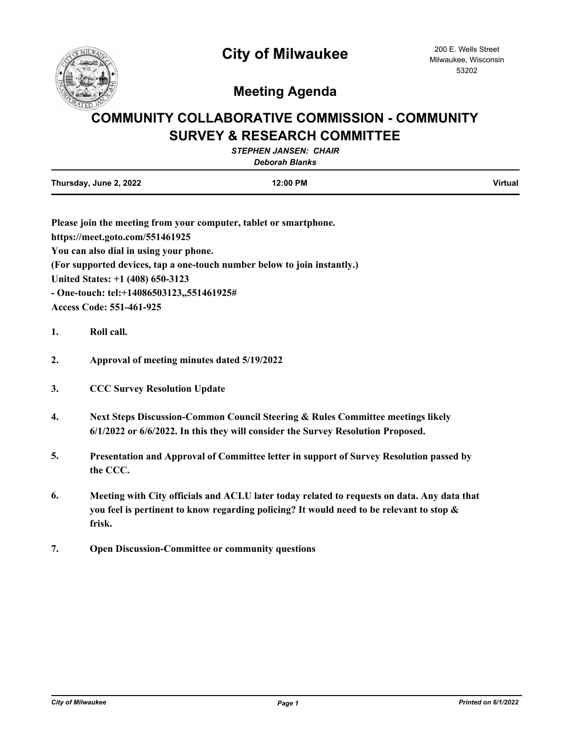# City of Milwaukee

200 E. Wells Street
Milwaukee, Wisconsin
53202

## Meeting Agenda

# COMMUNITY COLLABORATIVE COMMISSION - COMMUNITY SURVEY & RESEARCH COMMITTEE

***STEPHEN JANSEN: CHAIR***

***Deborah Blanks***

| Thursday, June 2, 2022 | 12:00 PM | Virtual |
|---|---|---|

**Please join the meeting from your computer, tablet or smartphone.**
**https://meet.goto.com/551461925**
**You can also dial in using your phone.**
**(For supported devices, tap a one-touch number below to join instantly.)**
**United States: +1 (408) 650-3123**
**- One-touch: tel:+14086503123,,551461925#**
**Access Code: 551-461-925**

**1.** **Roll call.**

**2.** **Approval of meeting minutes dated 5/19/2022**

**3.** **CCC Survey Resolution Update**

**4.** **Next Steps Discussion-Common Council Steering & Rules Committee meetings likely 6/1/2022 or 6/6/2022. In this they will consider the Survey Resolution Proposed.**

**5.** **Presentation and Approval of Committee letter in support of Survey Resolution passed by the CCC.**

**6.** **Meeting with City officials and ACLU later today related to requests on data. Any data that you feel is pertinent to know regarding policing? It would need to be relevant to stop & frisk.**

**7.** **Open Discussion-Committee or community questions**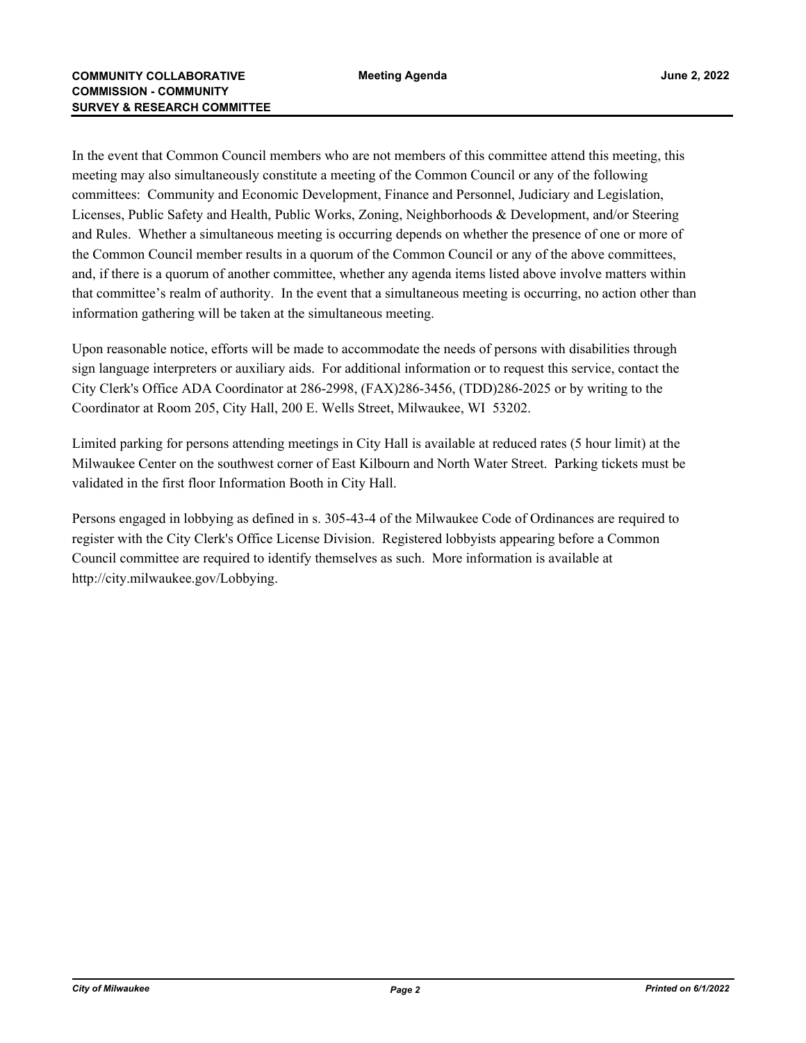In the event that Common Council members who are not members of this committee attend this meeting, this meeting may also simultaneously constitute a meeting of the Common Council or any of the following committees: Community and Economic Development, Finance and Personnel, Judiciary and Legislation, Licenses, Public Safety and Health, Public Works, Zoning, Neighborhoods & Development, and/or Steering and Rules. Whether a simultaneous meeting is occurring depends on whether the presence of one or more of the Common Council member results in a quorum of the Common Council or any of the above committees, and, if there is a quorum of another committee, whether any agenda items listed above involve matters within that committee's realm of authority. In the event that a simultaneous meeting is occurring, no action other than information gathering will be taken at the simultaneous meeting.

Upon reasonable notice, efforts will be made to accommodate the needs of persons with disabilities through sign language interpreters or auxiliary aids. For additional information or to request this service, contact the City Clerk's Office ADA Coordinator at 286-2998, (FAX)286-3456, (TDD)286-2025 or by writing to the Coordinator at Room 205, City Hall, 200 E. Wells Street, Milwaukee, WI 53202.

Limited parking for persons attending meetings in City Hall is available at reduced rates (5 hour limit) at the Milwaukee Center on the southwest corner of East Kilbourn and North Water Street. Parking tickets must be validated in the first floor Information Booth in City Hall.

Persons engaged in lobbying as defined in s. 305-43-4 of the Milwaukee Code of Ordinances are required to register with the City Clerk's Office License Division. Registered lobbyists appearing before a Common Council committee are required to identify themselves as such. More information is available at http://city.milwaukee.gov/Lobbying.